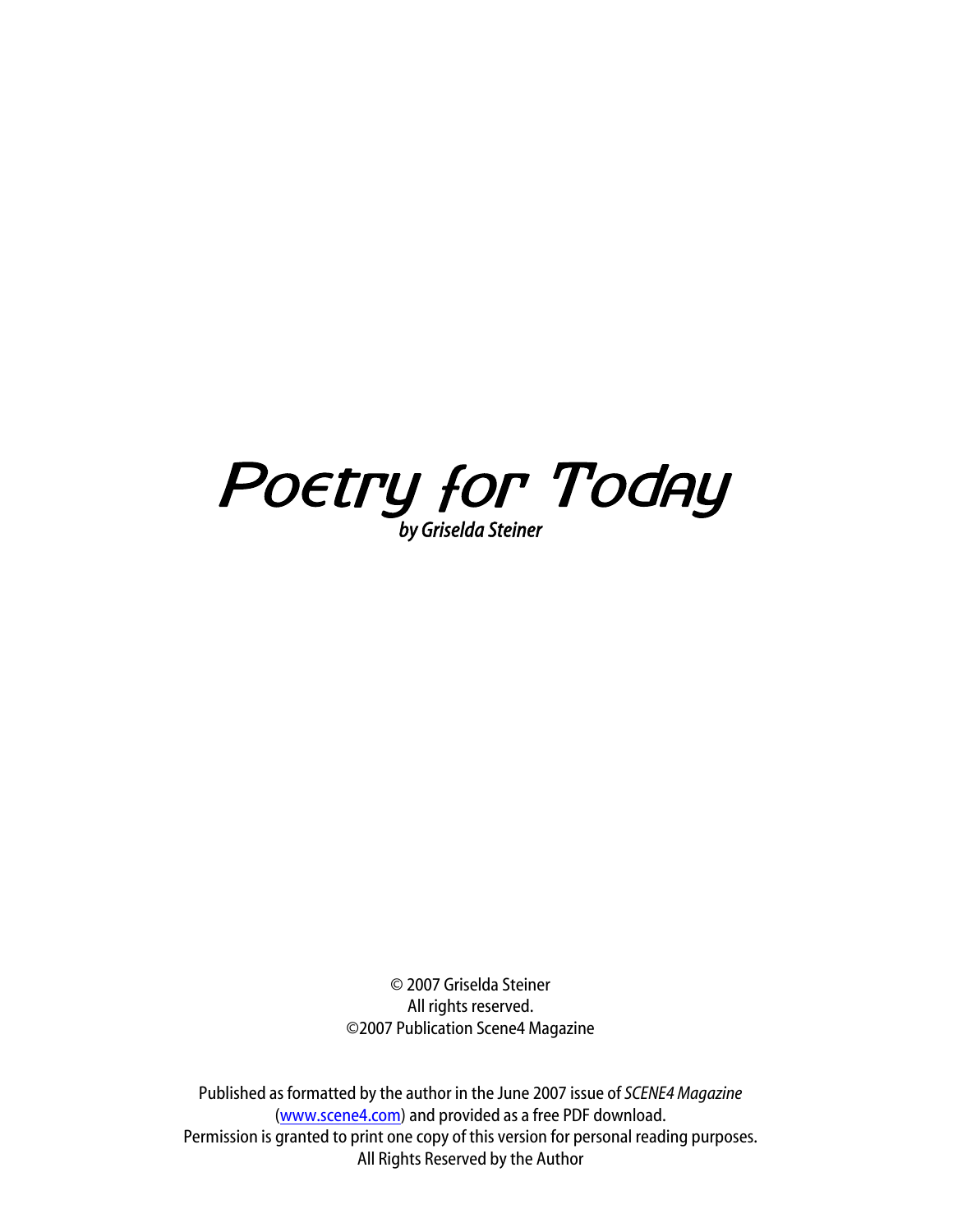# Poetry for Today

*by Griselda Steiner*

© 2007 Griselda Steiner
All rights reserved.
©2007 Publication Scene4 Magazine

Published as formatted by the author in the June 2007 issue of *SCENE4 Magazine* (www.scene4.com) and provided as a free PDF download.
Permission is granted to print one copy of this version for personal reading purposes.
All Rights Reserved by the Author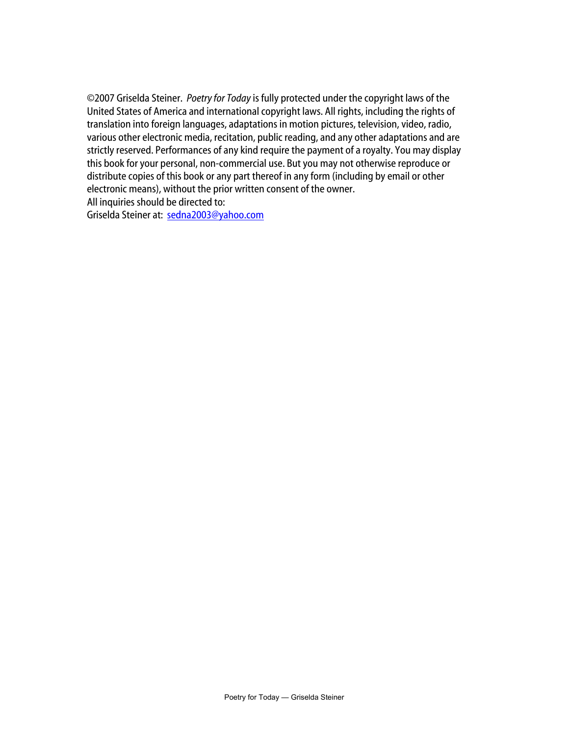©2007 Griselda Steiner. *Poetry for Today* is fully protected under the copyright laws of the United States of America and international copyright laws. All rights, including the rights of translation into foreign languages, adaptations in motion pictures, television, video, radio, various other electronic media, recitation, public reading, and any other adaptations and are strictly reserved. Performances of any kind require the payment of a royalty. You may display this book for your personal, non-commercial use. But you may not otherwise reproduce or distribute copies of this book or any part thereof in any form (including by email or other electronic means), without the prior written consent of the owner.
All inquiries should be directed to:
Griselda Steiner at: sedna2003@yahoo.com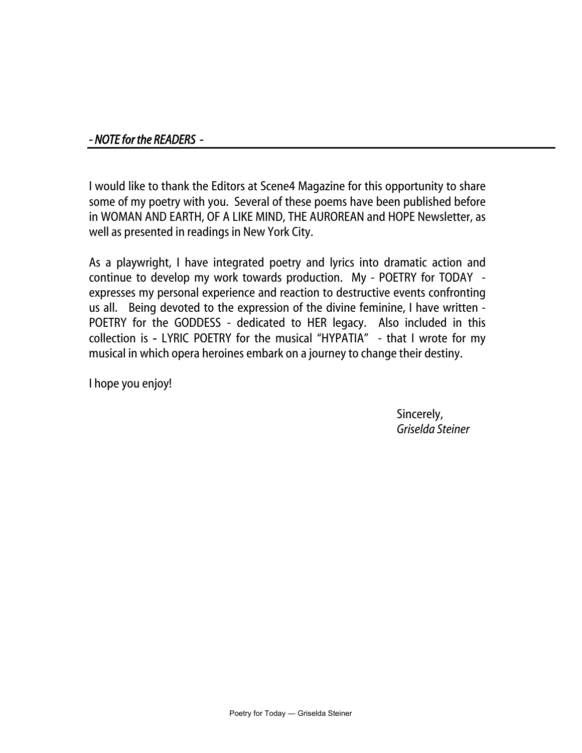## *- NOTE for the READERS -*

I would like to thank the Editors at Scene4 Magazine for this opportunity to share some of my poetry with you. Several of these poems have been published before in WOMAN AND EARTH, OF A LIKE MIND, THE AUROREAN and HOPE Newsletter, as well as presented in readings in New York City.

As a playwright, I have integrated poetry and lyrics into dramatic action and continue to develop my work towards production. My - POETRY for TODAY - expresses my personal experience and reaction to destructive events confronting us all. Being devoted to the expression of the divine feminine, I have written - POETRY for the GODDESS - dedicated to HER legacy. Also included in this collection is - LYRIC POETRY for the musical "HYPATIA" - that I wrote for my musical in which opera heroines embark on a journey to change their destiny.

I hope you enjoy!

Sincerely,
*Griselda Steiner*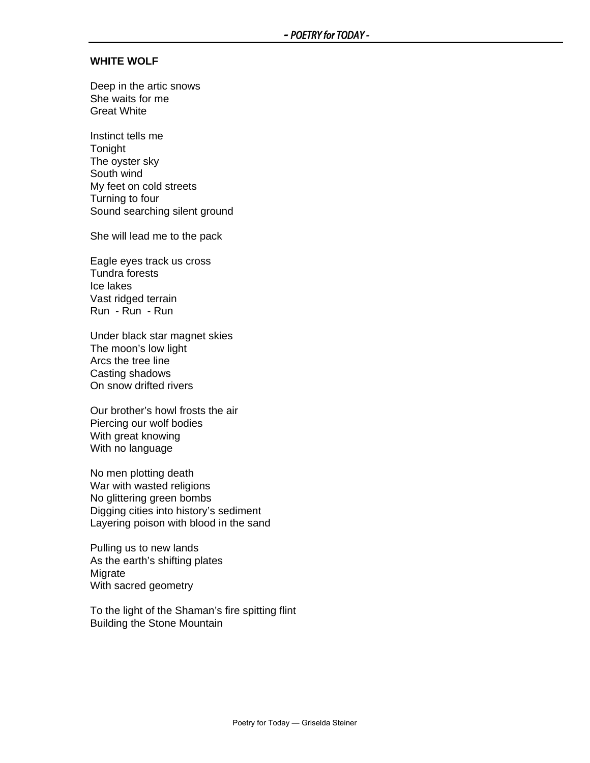## WHITE WOLF

Deep in the artic snows  
She waits for me  
Great White

Instinct tells me  
Tonight  
The oyster sky  
South wind  
My feet on cold streets  
Turning to four  
Sound searching silent ground

She will lead me to the pack

Eagle eyes track us cross  
Tundra forests  
Ice lakes  
Vast ridged terrain  
Run  - Run  - Run

Under black star magnet skies  
The moon's low light  
Arcs the tree line  
Casting shadows  
On snow drifted rivers

Our brother's howl frosts the air  
Piercing our wolf bodies  
With great knowing  
With no language

No men plotting death  
War with wasted religions  
No glittering green bombs  
Digging cities into history's sediment  
Layering poison with blood in the sand

Pulling us to new lands  
As the earth's shifting plates  
Migrate  
With sacred geometry

To the light of the Shaman's fire spitting flint  
Building the Stone Mountain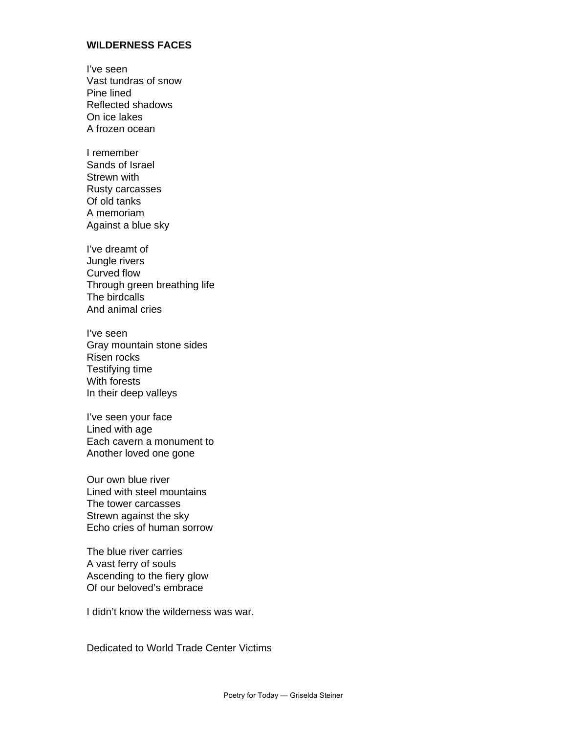**WILDERNESS FACES**

I've seen  
Vast tundras of snow  
Pine lined  
Reflected shadows  
On ice lakes  
A frozen ocean

I remember  
Sands of Israel  
Strewn with  
Rusty carcasses  
Of old tanks  
A memoriam  
Against a blue sky

I've dreamt of  
Jungle rivers  
Curved flow  
Through green breathing life  
The birdcalls  
And animal cries

I've seen  
Gray mountain stone sides  
Risen rocks  
Testifying time  
With forests  
In their deep valleys

I've seen your face  
Lined with age  
Each cavern a monument to  
Another loved one gone

Our own blue river  
Lined with steel mountains  
The tower carcasses  
Strewn against the sky  
Echo cries of human sorrow

The blue river carries  
A vast ferry of souls  
Ascending to the fiery glow  
Of our beloved's embrace

I didn't know the wilderness was war.

Dedicated to World Trade Center Victims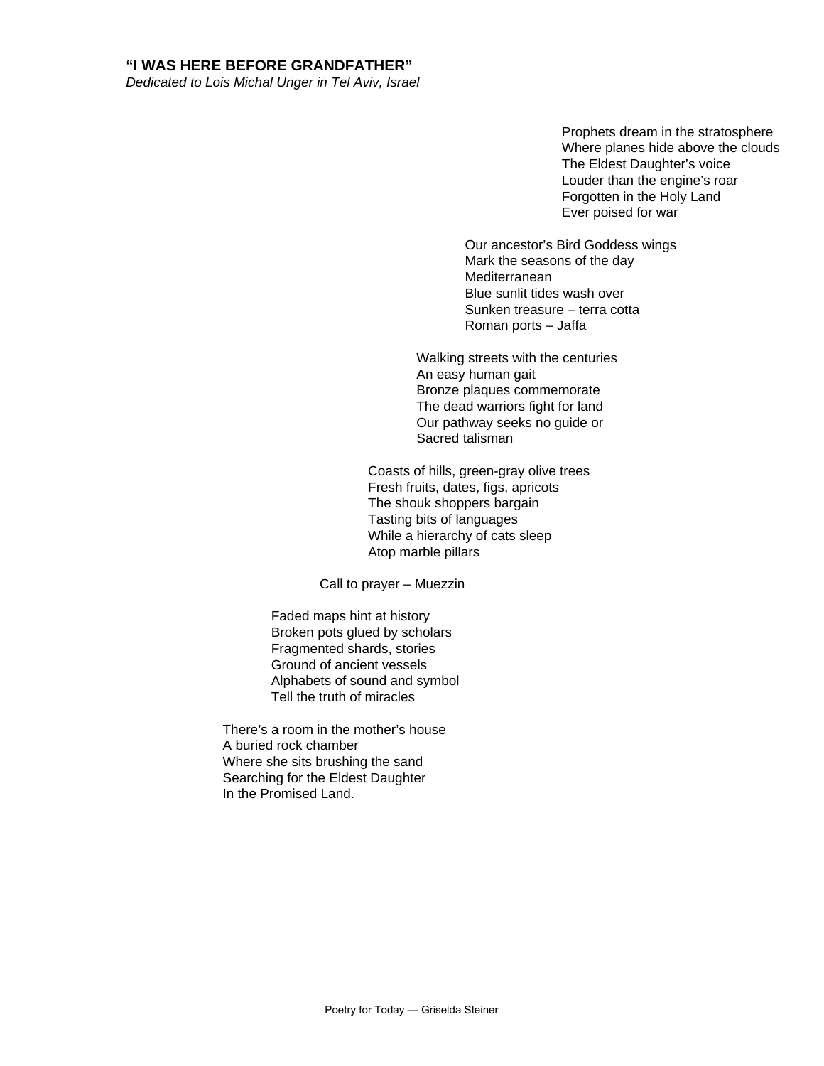### "I WAS HERE BEFORE GRANDFATHER"

*Dedicated to Lois Michal Unger in Tel Aviv, Israel*

Prophets dream in the stratosphere  
Where planes hide above the clouds  
The Eldest Daughter's voice  
Louder than the engine's roar  
Forgotten in the Holy Land  
Ever poised for war

Our ancestor's Bird Goddess wings  
Mark the seasons of the day  
Mediterranean  
Blue sunlit tides wash over  
Sunken treasure – terra cotta  
Roman ports – Jaffa

Walking streets with the centuries  
An easy human gait  
Bronze plaques commemorate  
The dead warriors fight for land  
Our pathway seeks no guide or  
Sacred talisman

Coasts of hills, green-gray olive trees  
Fresh fruits, dates, figs, apricots  
The shouk shoppers bargain  
Tasting bits of languages  
While a hierarchy of cats sleep  
Atop marble pillars

Call to prayer – Muezzin

Faded maps hint at history  
Broken pots glued by scholars  
Fragmented shards, stories  
Ground of ancient vessels  
Alphabets of sound and symbol  
Tell the truth of miracles

There's a room in the mother's house  
A buried rock chamber  
Where she sits brushing the sand  
Searching for the Eldest Daughter  
In the Promised Land.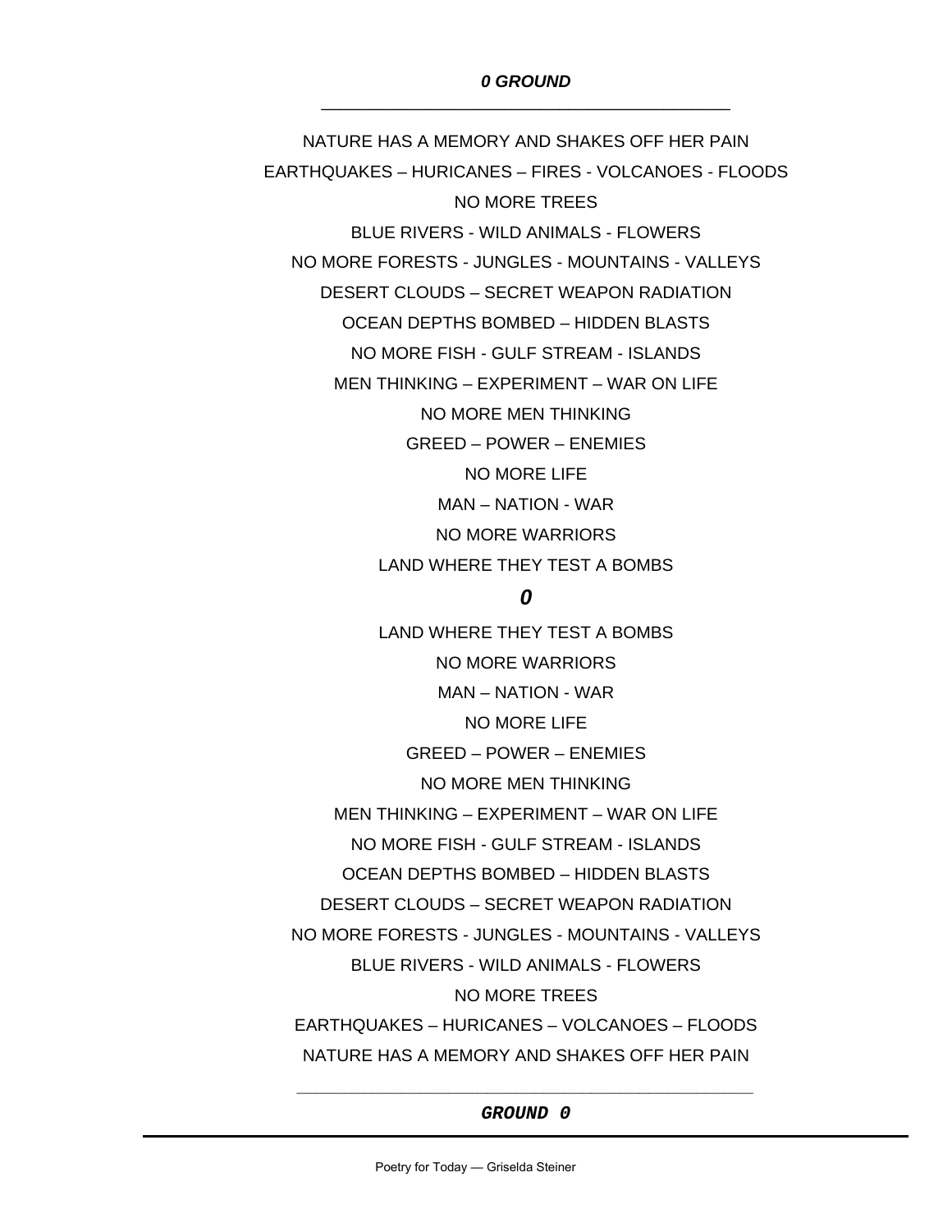***0 GROUND***

---

NATURE HAS A MEMORY AND SHAKES OFF HER PAIN

EARTHQUAKES – HURICANES – FIRES - VOLCANOES - FLOODS

NO MORE TREES

BLUE RIVERS - WILD ANIMALS - FLOWERS

NO MORE FORESTS - JUNGLES - MOUNTAINS - VALLEYS

DESERT CLOUDS – SECRET WEAPON RADIATION

OCEAN DEPTHS BOMBED – HIDDEN BLASTS

NO MORE FISH - GULF STREAM - ISLANDS

MEN THINKING – EXPERIMENT – WAR ON LIFE

NO MORE MEN THINKING

GREED – POWER – ENEMIES

NO MORE LIFE

MAN – NATION - WAR

NO MORE WARRIORS

LAND WHERE THEY TEST A BOMBS

***0***

LAND WHERE THEY TEST A BOMBS

NO MORE WARRIORS

MAN – NATION - WAR

NO MORE LIFE

GREED – POWER – ENEMIES

NO MORE MEN THINKING

MEN THINKING – EXPERIMENT – WAR ON LIFE

NO MORE FISH - GULF STREAM - ISLANDS

OCEAN DEPTHS BOMBED – HIDDEN BLASTS

DESERT CLOUDS – SECRET WEAPON RADIATION

NO MORE FORESTS - JUNGLES - MOUNTAINS - VALLEYS

BLUE RIVERS - WILD ANIMALS - FLOWERS

NO MORE TREES

EARTHQUAKES – HURICANES – VOLCANOES – FLOODS

NATURE HAS A MEMORY AND SHAKES OFF HER PAIN

---

***GROUND 0***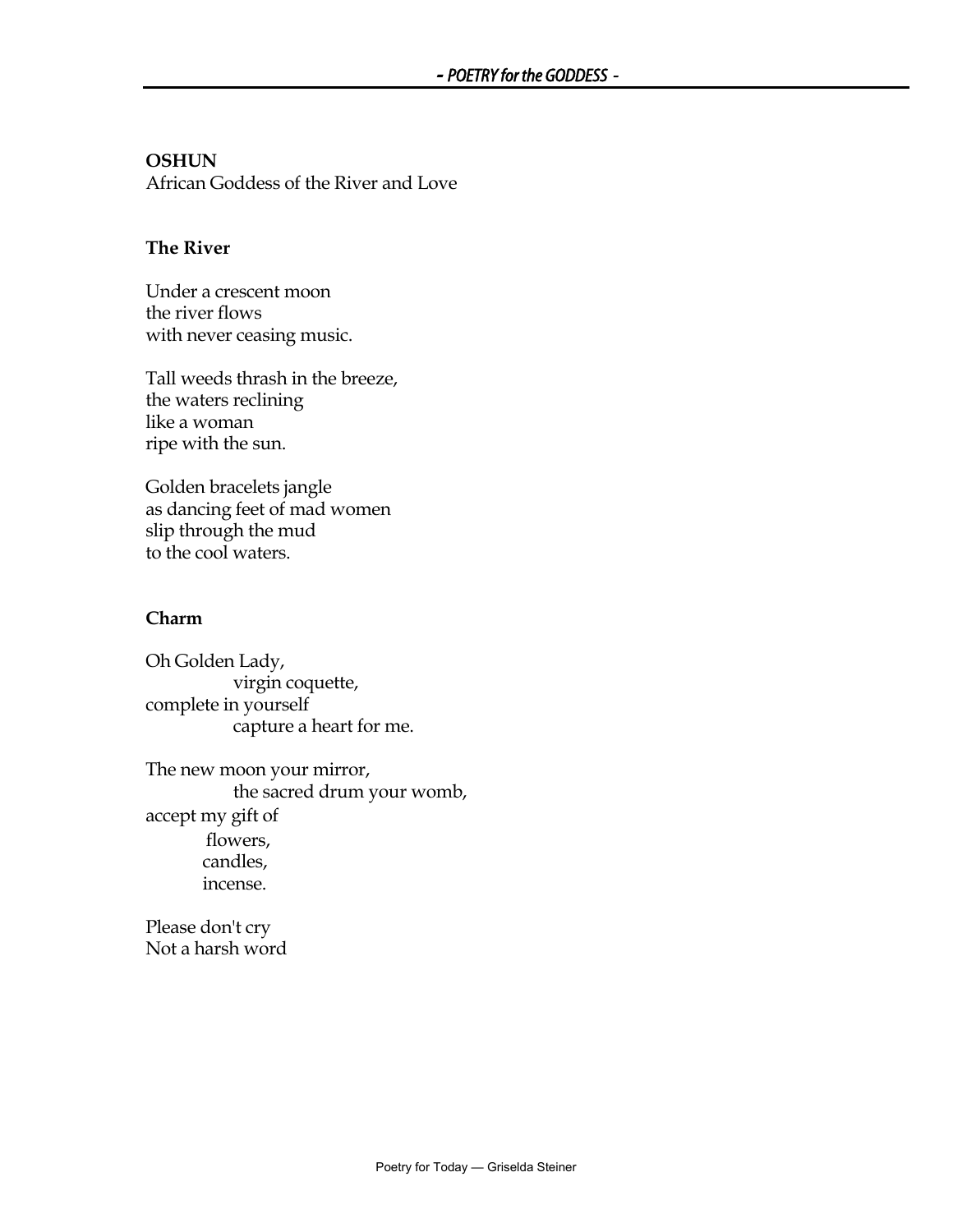**OSHUN**
African Goddess of the River and Love

**The River**

Under a crescent moon
the river flows
with never ceasing music.

Tall weeds thrash in the breeze,
the waters reclining
like a woman
ripe with the sun.

Golden bracelets jangle
as dancing feet of mad women
slip through the mud
to the cool waters.

**Charm**

Oh Golden Lady,
          virgin coquette,
complete in yourself
          capture a heart for me.

The new moon your mirror,
          the sacred drum your womb,
accept my gift of
          flowers,
          candles,
          incense.

Please don't cry
Not a harsh word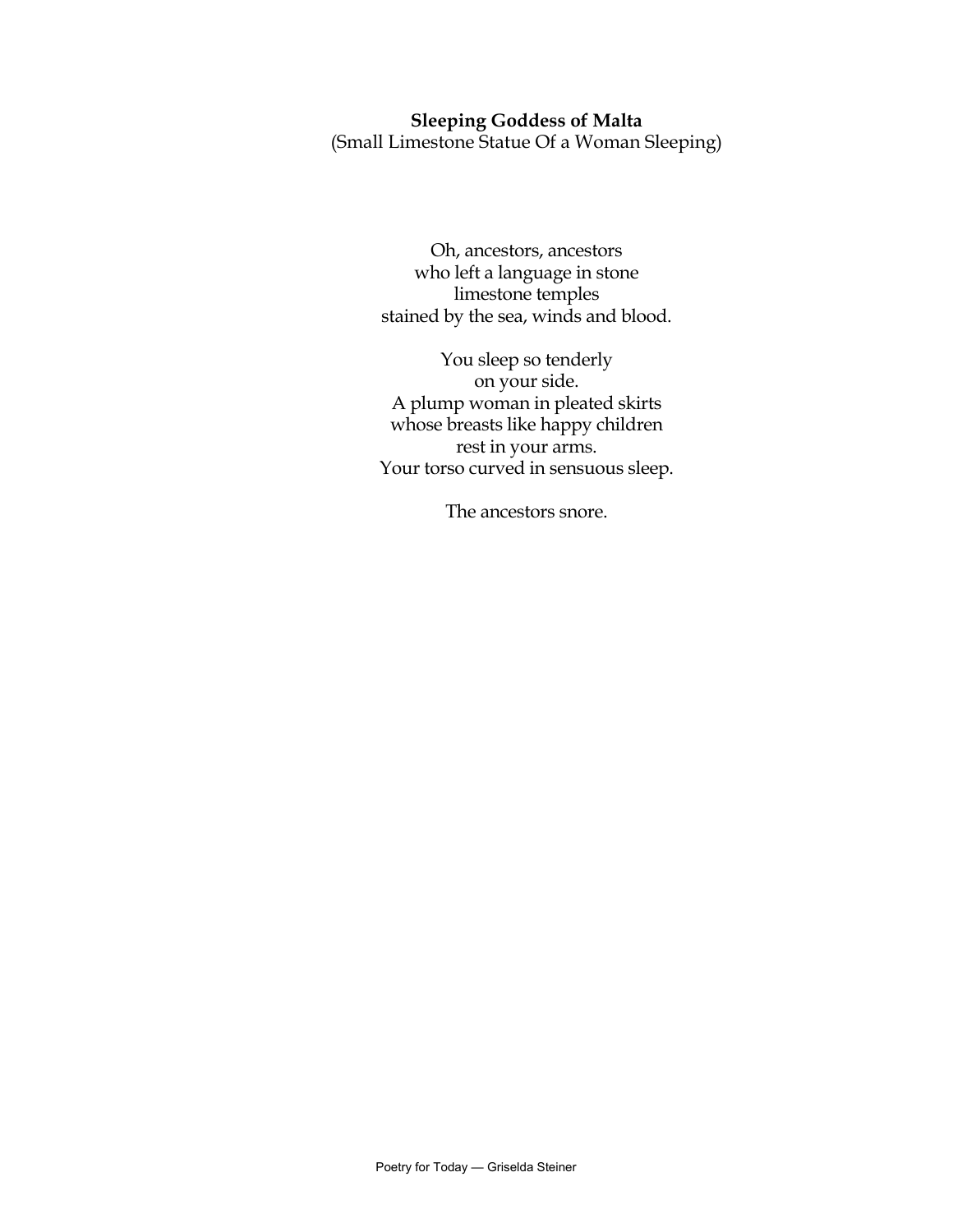**Sleeping Goddess of Malta**
(Small Limestone Statue Of a Woman Sleeping)

Oh, ancestors, ancestors
who left a language in stone
limestone temples
stained by the sea, winds and blood.

You sleep so tenderly
on your side.
A plump woman in pleated skirts
whose breasts like happy children
rest in your arms.
Your torso curved in sensuous sleep.

The ancestors snore.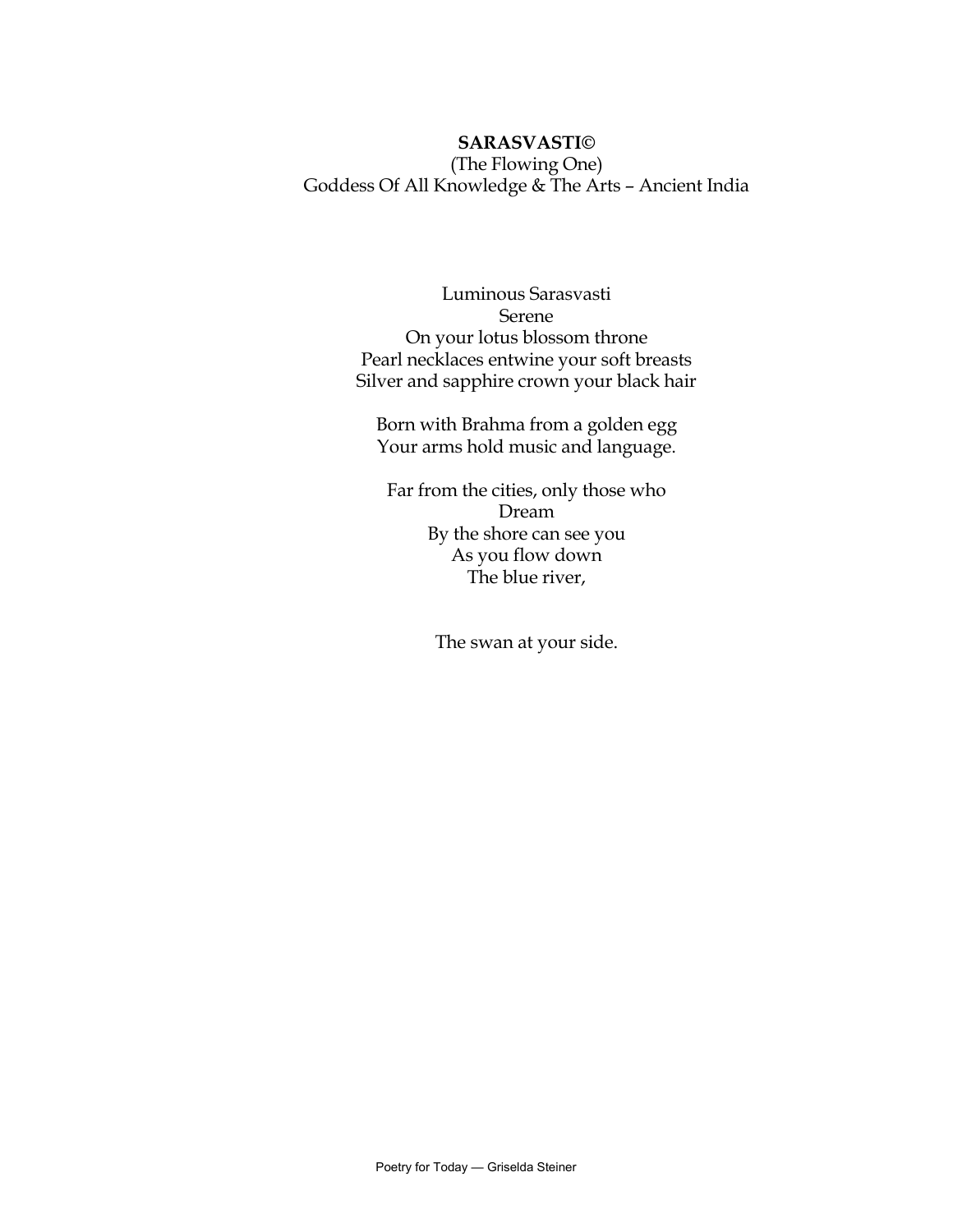**SARASVASTI©**

(The Flowing One)

Goddess Of All Knowledge & The Arts – Ancient India

Luminous Sarasvasti  
Serene  
On your lotus blossom throne  
Pearl necklaces entwine your soft breasts  
Silver and sapphire crown your black hair

Born with Brahma from a golden egg  
Your arms hold music and language.

Far from the cities, only those who  
Dream  
By the shore can see you  
As you flow down  
The blue river,

The swan at your side.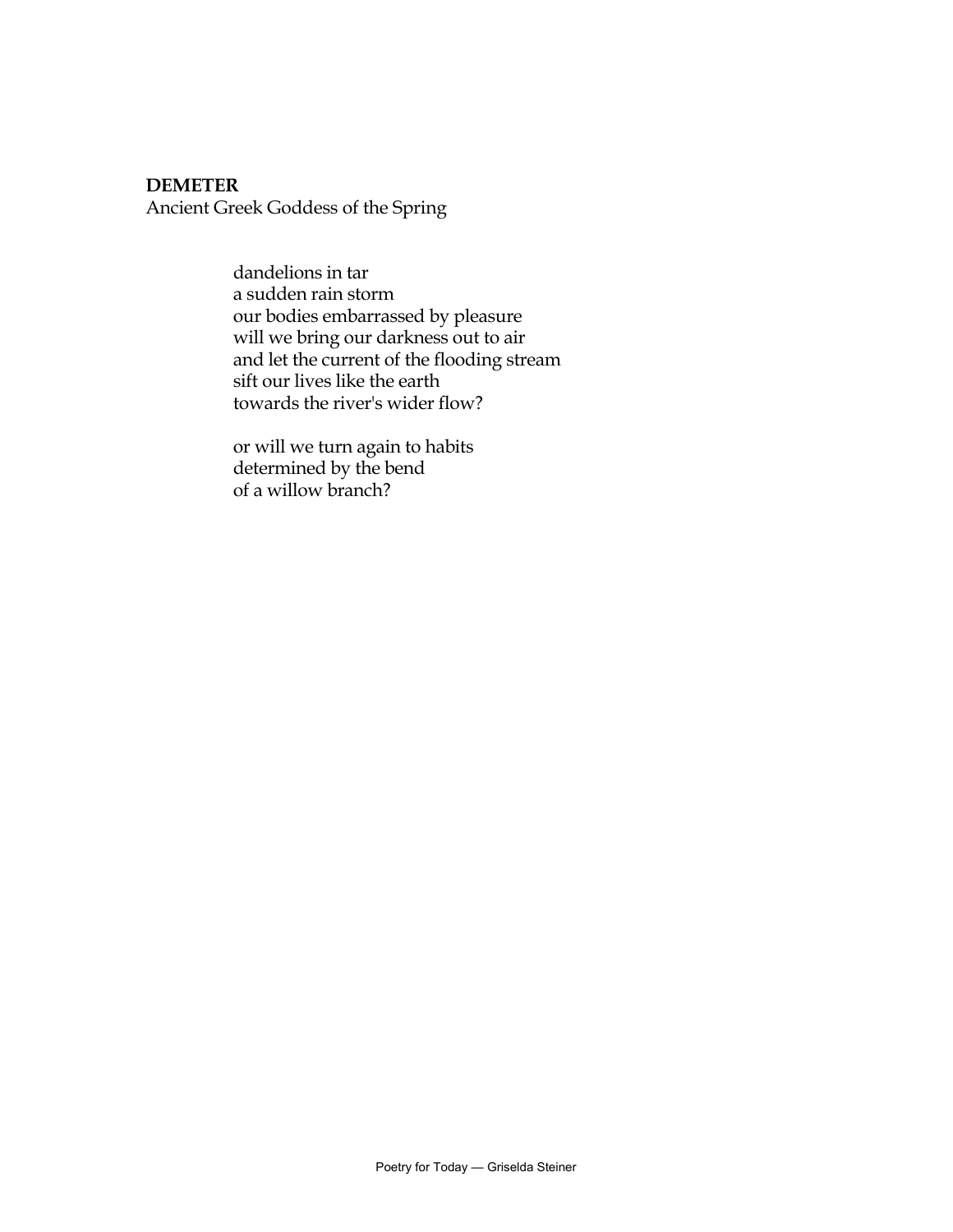**DEMETER**
Ancient Greek Goddess of the Spring

dandelions in tar
a sudden rain storm
our bodies embarrassed by pleasure
will we bring our darkness out to air
and let the current of the flooding stream
sift our lives like the earth
towards the river's wider flow?

or will we turn again to habits
determined by the bend
of a willow branch?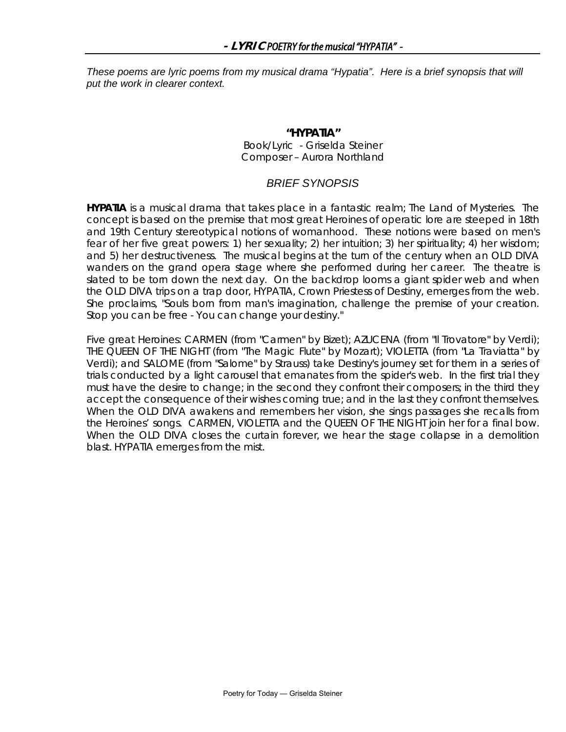## - LYRIC POETRY for the musical "HYPATIA" -

*These poems are lyric poems from my musical drama "Hypatia". Here is a brief synopsis that will put the work in clearer context.*

**"HYPATIA"**
Book/Lyric - Griselda Steiner
Composer – Aurora Northland

*BRIEF SYNOPSIS*

**HYPATIA** is a musical drama that takes place in a fantastic realm; The Land of Mysteries. The concept is based on the premise that most great Heroines of operatic lore are steeped in 18th and 19th Century stereotypical notions of womanhood. These notions were based on men's fear of her five great powers: 1) her sexuality; 2) her intuition; 3) her spirituality; 4) her wisdom; and 5) her destructiveness. The musical begins at the turn of the century when an OLD DIVA wanders on the grand opera stage where she performed during her career. The theatre is slated to be torn down the next day. On the backdrop looms a giant spider web and when the OLD DIVA trips on a trap door, HYPATIA, Crown Priestess of Destiny, emerges from the web. She proclaims, "Souls born from man's imagination, challenge the premise of your creation. Stop you can be free - You can change your destiny."

Five great Heroines: CARMEN (from "Carmen" by Bizet); AZUCENA (from "Il Trovatore" by Verdi); THE QUEEN OF THE NIGHT (from "The Magic Flute" by Mozart); VIOLETTA (from "La Traviatta" by Verdi); and SALOME (from "Salome" by Strauss) take Destiny's journey set for them in a series of trials conducted by a light carousel that emanates from the spider's web. In the first trial they must have the desire to change; in the second they confront their composers; in the third they accept the consequence of their wishes coming true; and in the last they confront themselves. When the OLD DIVA awakens and remembers her vision, she sings passages she recalls from the Heroines' songs. CARMEN, VIOLETTA and the QUEEN OF THE NIGHT join her for a final bow. When the OLD DIVA closes the curtain forever, we hear the stage collapse in a demolition blast. HYPATIA emerges from the mist.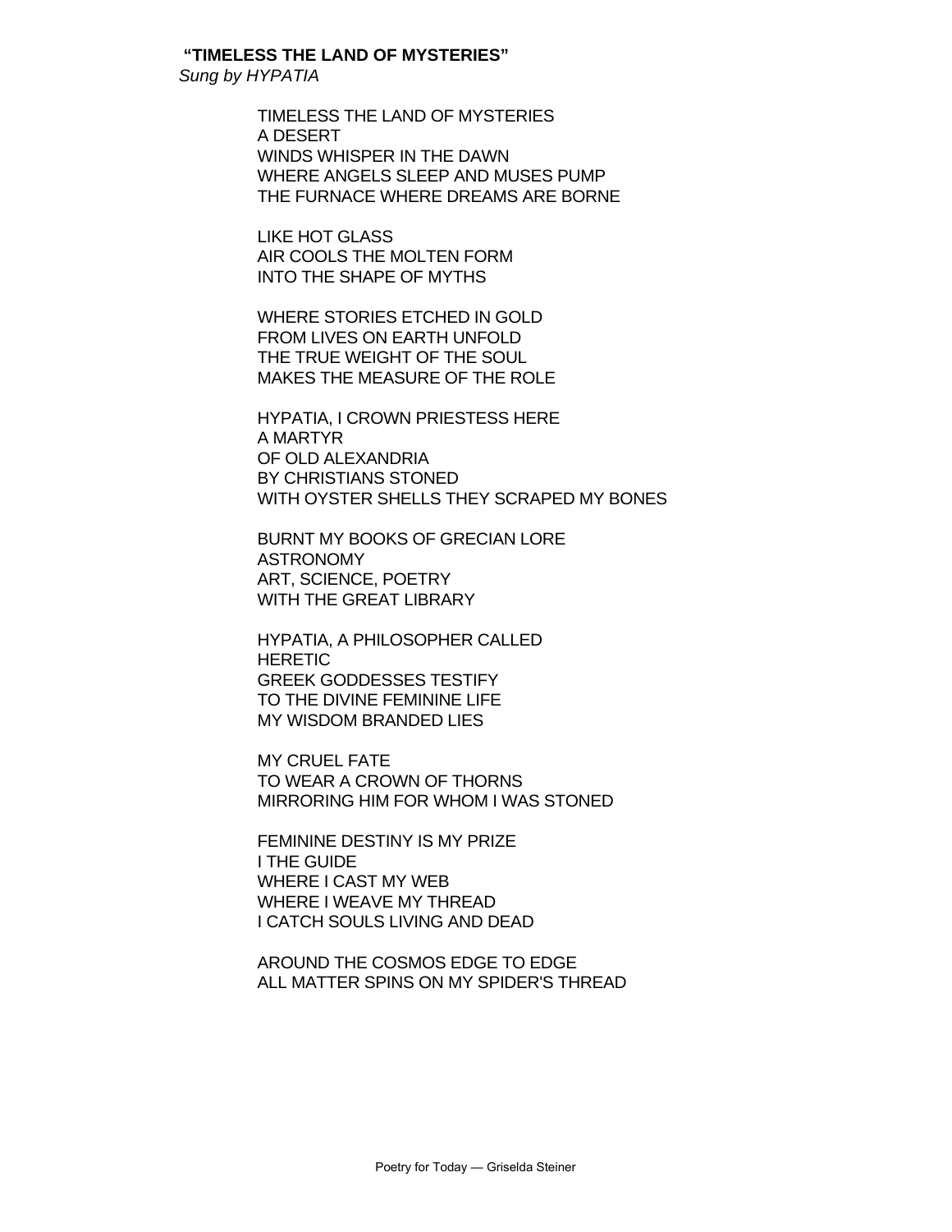**"TIMELESS THE LAND OF MYSTERIES"**
*Sung by HYPATIA*

TIMELESS THE LAND OF MYSTERIES
A DESERT
WINDS WHISPER IN THE DAWN
WHERE ANGELS SLEEP AND MUSES PUMP
THE FURNACE WHERE DREAMS ARE BORNE

LIKE HOT GLASS
AIR COOLS THE MOLTEN FORM
INTO THE SHAPE OF MYTHS

WHERE STORIES ETCHED IN GOLD
FROM LIVES ON EARTH UNFOLD
THE TRUE WEIGHT OF THE SOUL
MAKES THE MEASURE OF THE ROLE

HYPATIA, I CROWN PRIESTESS HERE
A MARTYR
OF OLD ALEXANDRIA
BY CHRISTIANS STONED
WITH OYSTER SHELLS THEY SCRAPED MY BONES

BURNT MY BOOKS OF GRECIAN LORE
ASTRONOMY
ART, SCIENCE, POETRY
WITH THE GREAT LIBRARY

HYPATIA, A PHILOSOPHER CALLED
HERETIC
GREEK GODDESSES TESTIFY
TO THE DIVINE FEMININE LIFE
MY WISDOM BRANDED LIES

MY CRUEL FATE
TO WEAR A CROWN OF THORNS
MIRRORING HIM FOR WHOM I WAS STONED

FEMININE DESTINY IS MY PRIZE
I THE GUIDE
WHERE I CAST MY WEB
WHERE I WEAVE MY THREAD
I CATCH SOULS LIVING AND DEAD

AROUND THE COSMOS EDGE TO EDGE
ALL MATTER SPINS ON MY SPIDER'S THREAD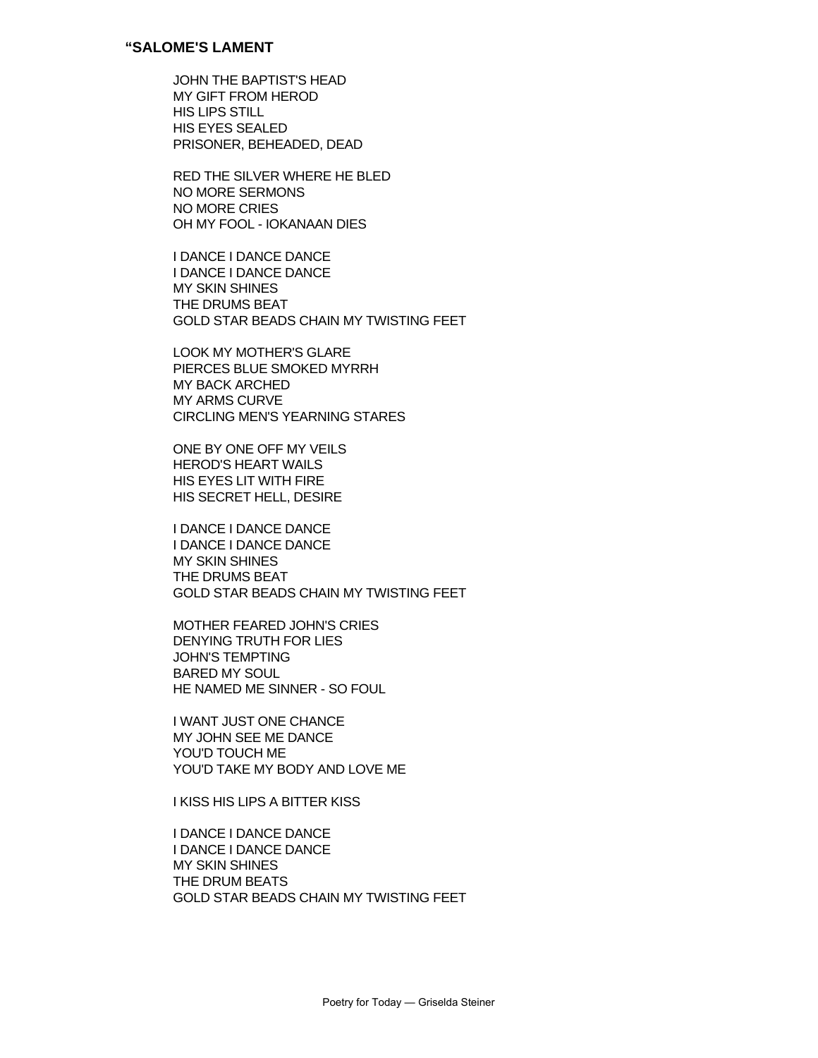## "SALOME'S LAMENT

JOHN THE BAPTIST'S HEAD  
MY GIFT FROM HEROD  
HIS LIPS STILL  
HIS EYES SEALED  
PRISONER, BEHEADED, DEAD

RED THE SILVER WHERE HE BLED  
NO MORE SERMONS  
NO MORE CRIES  
OH MY FOOL - IOKANAAN DIES

I DANCE I DANCE DANCE  
I DANCE I DANCE DANCE  
MY SKIN SHINES  
THE DRUMS BEAT  
GOLD STAR BEADS CHAIN MY TWISTING FEET

LOOK MY MOTHER'S GLARE  
PIERCES BLUE SMOKED MYRRH  
MY BACK ARCHED  
MY ARMS CURVE  
CIRCLING MEN'S YEARNING STARES

ONE BY ONE OFF MY VEILS  
HEROD'S HEART WAILS  
HIS EYES LIT WITH FIRE  
HIS SECRET HELL, DESIRE

I DANCE I DANCE DANCE  
I DANCE I DANCE DANCE  
MY SKIN SHINES  
THE DRUMS BEAT  
GOLD STAR BEADS CHAIN MY TWISTING FEET

MOTHER FEARED JOHN'S CRIES  
DENYING TRUTH FOR LIES  
JOHN'S TEMPTING  
BARED MY SOUL  
HE NAMED ME SINNER - SO FOUL

I WANT JUST ONE CHANCE  
MY JOHN SEE ME DANCE  
YOU'D TOUCH ME  
YOU'D TAKE MY BODY AND LOVE ME

I KISS HIS LIPS A BITTER KISS

I DANCE I DANCE DANCE  
I DANCE I DANCE DANCE  
MY SKIN SHINES  
THE DRUM BEATS  
GOLD STAR BEADS CHAIN MY TWISTING FEET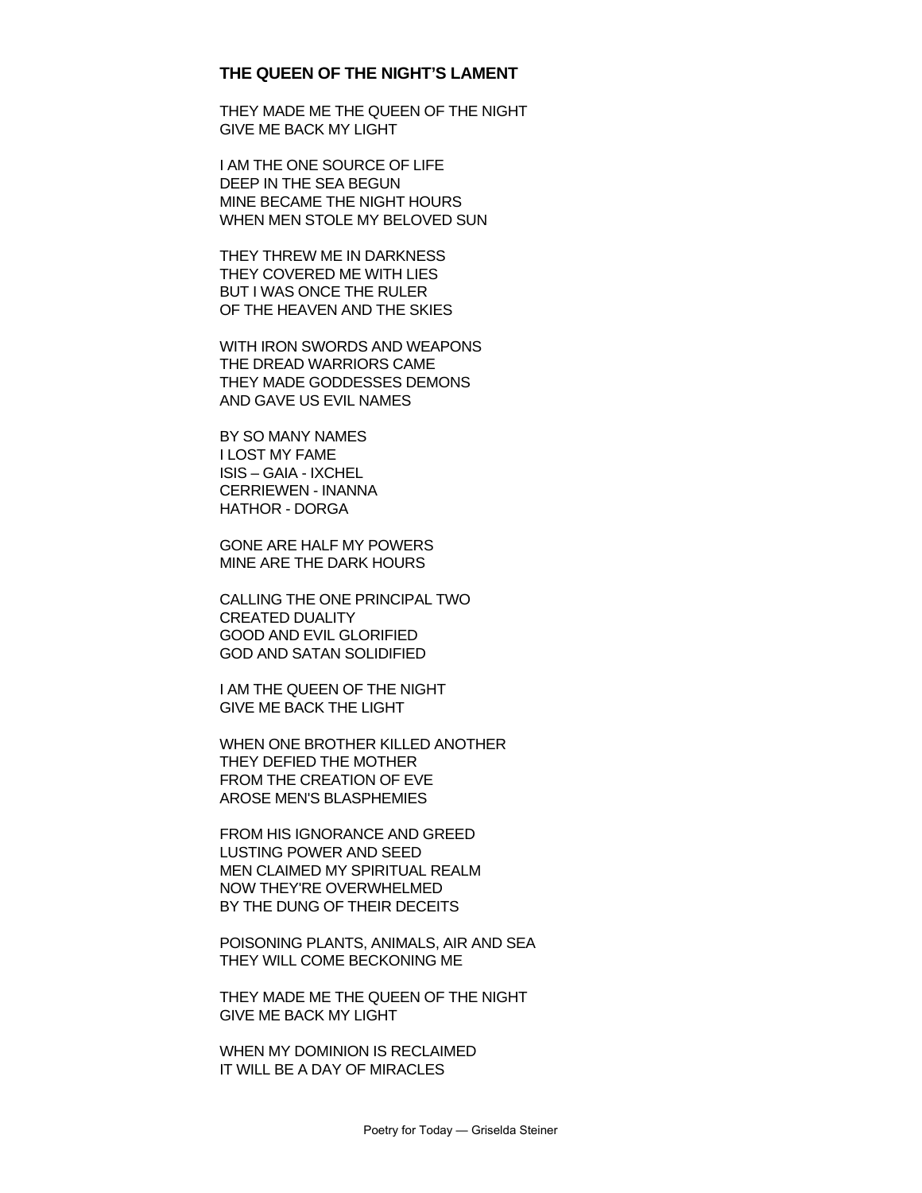## THE QUEEN OF THE NIGHT'S LAMENT

THEY MADE ME THE QUEEN OF THE NIGHT
GIVE ME BACK MY LIGHT

I AM THE ONE SOURCE OF LIFE
DEEP IN THE SEA BEGUN
MINE BECAME THE NIGHT HOURS
WHEN MEN STOLE MY BELOVED SUN

THEY THREW ME IN DARKNESS
THEY COVERED ME WITH LIES
BUT I WAS ONCE THE RULER
OF THE HEAVEN AND THE SKIES

WITH IRON SWORDS AND WEAPONS
THE DREAD WARRIORS CAME
THEY MADE GODDESSES DEMONS
AND GAVE US EVIL NAMES

BY SO MANY NAMES
I LOST MY FAME
ISIS – GAIA - IXCHEL
CERRIEWEN - INANNA
HATHOR - DORGA

GONE ARE HALF MY POWERS
MINE ARE THE DARK HOURS

CALLING THE ONE PRINCIPAL TWO
CREATED DUALITY
GOOD AND EVIL GLORIFIED
GOD AND SATAN SOLIDIFIED

I AM THE QUEEN OF THE NIGHT
GIVE ME BACK THE LIGHT

WHEN ONE BROTHER KILLED ANOTHER
THEY DEFIED THE MOTHER
FROM THE CREATION OF EVE
AROSE MEN'S BLASPHEMIES

FROM HIS IGNORANCE AND GREED
LUSTING POWER AND SEED
MEN CLAIMED MY SPIRITUAL REALM
NOW THEY'RE OVERWHELMED
BY THE DUNG OF THEIR DECEITS

POISONING PLANTS, ANIMALS, AIR AND SEA
THEY WILL COME BECKONING ME

THEY MADE ME THE QUEEN OF THE NIGHT
GIVE ME BACK MY LIGHT

WHEN MY DOMINION IS RECLAIMED
IT WILL BE A DAY OF MIRACLES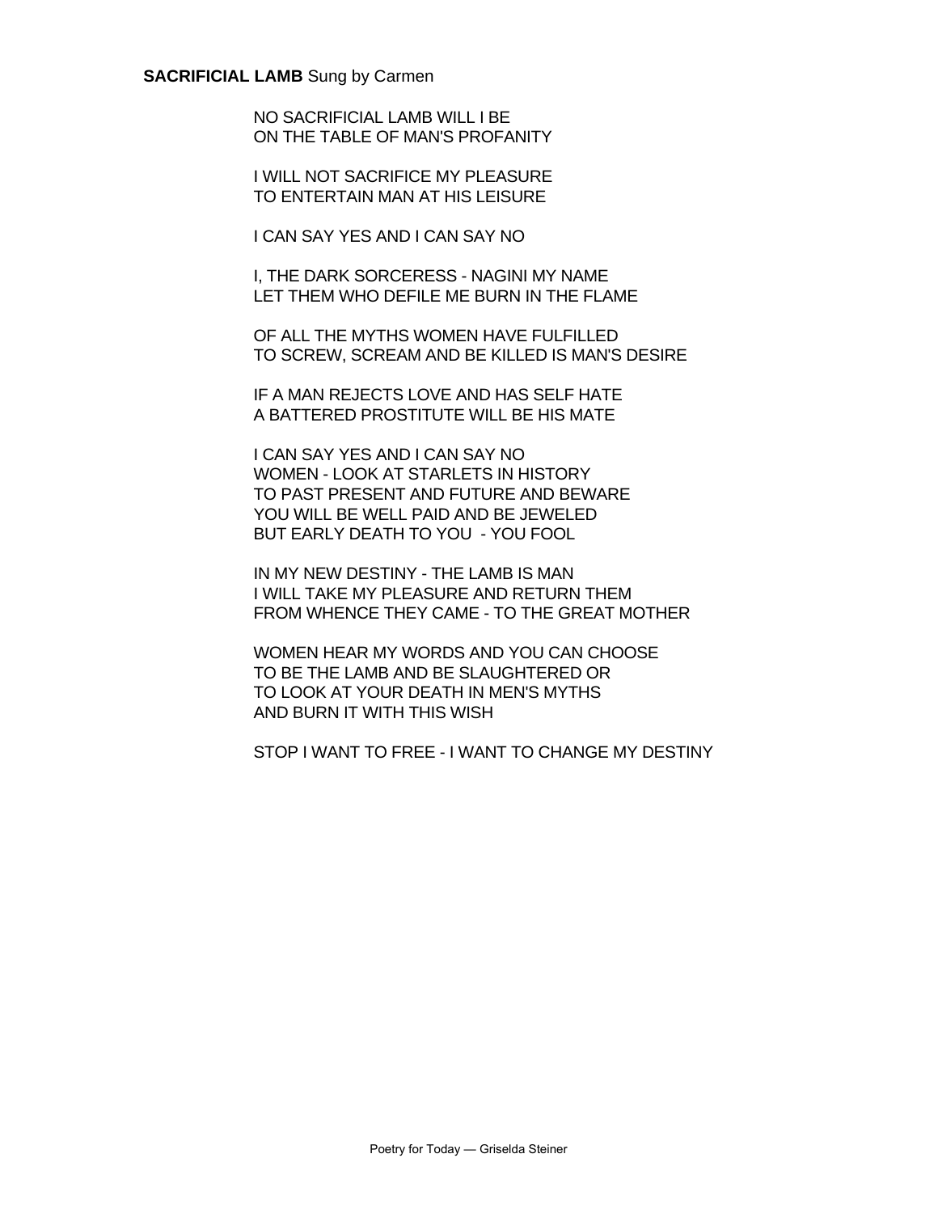**SACRIFICIAL LAMB** Sung by Carmen

NO SACRIFICIAL LAMB WILL I BE
ON THE TABLE OF MAN'S PROFANITY

I WILL NOT SACRIFICE MY PLEASURE
TO ENTERTAIN MAN AT HIS LEISURE

I CAN SAY YES AND I CAN SAY NO

I, THE DARK SORCERESS - NAGINI MY NAME
LET THEM WHO DEFILE ME BURN IN THE FLAME

OF ALL THE MYTHS WOMEN HAVE FULFILLED
TO SCREW, SCREAM AND BE KILLED IS MAN'S DESIRE

IF A MAN REJECTS LOVE AND HAS SELF HATE
A BATTERED PROSTITUTE WILL BE HIS MATE

I CAN SAY YES AND I CAN SAY NO
WOMEN - LOOK AT STARLETS IN HISTORY
TO PAST PRESENT AND FUTURE AND BEWARE
YOU WILL BE WELL PAID AND BE JEWELED
BUT EARLY DEATH TO YOU - YOU FOOL

IN MY NEW DESTINY - THE LAMB IS MAN
I WILL TAKE MY PLEASURE AND RETURN THEM
FROM WHENCE THEY CAME - TO THE GREAT MOTHER

WOMEN HEAR MY WORDS AND YOU CAN CHOOSE
TO BE THE LAMB AND BE SLAUGHTERED OR
TO LOOK AT YOUR DEATH IN MEN'S MYTHS
AND BURN IT WITH THIS WISH

STOP I WANT TO FREE - I WANT TO CHANGE MY DESTINY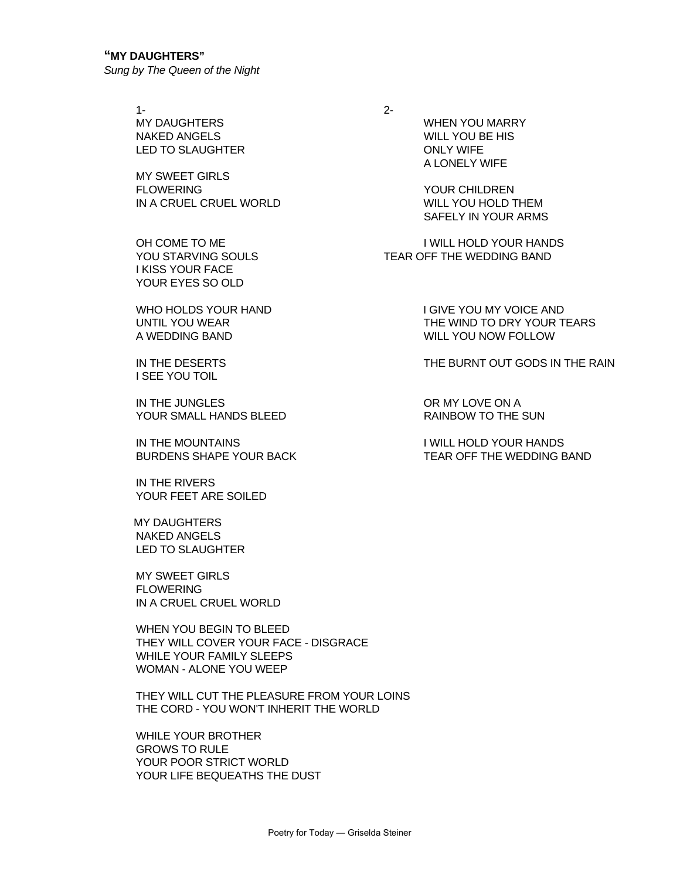## "MY DAUGHTERS"

*Sung by The Queen of the Night*

1-

MY DAUGHTERS
NAKED ANGELS
LED TO SLAUGHTER

MY SWEET GIRLS
FLOWERING
IN A CRUEL CRUEL WORLD

OH COME TO ME
YOU STARVING SOULS
I KISS YOUR FACE
YOUR EYES SO OLD

WHO HOLDS YOUR HAND
UNTIL YOU WEAR
A WEDDING BAND

IN THE DESERTS
I SEE YOU TOIL

IN THE JUNGLES
YOUR SMALL HANDS BLEED

IN THE MOUNTAINS
BURDENS SHAPE YOUR BACK

IN THE RIVERS
YOUR FEET ARE SOILED

MY DAUGHTERS
NAKED ANGELS
LED TO SLAUGHTER

MY SWEET GIRLS
FLOWERING
IN A CRUEL CRUEL WORLD

WHEN YOU BEGIN TO BLEED
THEY WILL COVER YOUR FACE - DISGRACE
WHILE YOUR FAMILY SLEEPS
WOMAN - ALONE YOU WEEP

THEY WILL CUT THE PLEASURE FROM YOUR LOINS
THE CORD - YOU WON'T INHERIT THE WORLD

WHILE YOUR BROTHER
GROWS TO RULE
YOUR POOR STRICT WORLD
YOUR LIFE BEQUEATHS THE DUST

2-

WHEN YOU MARRY
WILL YOU BE HIS
ONLY WIFE
A LONELY WIFE

YOUR CHILDREN
WILL YOU HOLD THEM
SAFELY IN YOUR ARMS

I WILL HOLD YOUR HANDS
TEAR OFF THE WEDDING BAND

I GIVE YOU MY VOICE AND
THE WIND TO DRY YOUR TEARS
WILL YOU NOW FOLLOW

THE BURNT OUT GODS IN THE RAIN

OR MY LOVE ON A
RAINBOW TO THE SUN

I WILL HOLD YOUR HANDS
TEAR OFF THE WEDDING BAND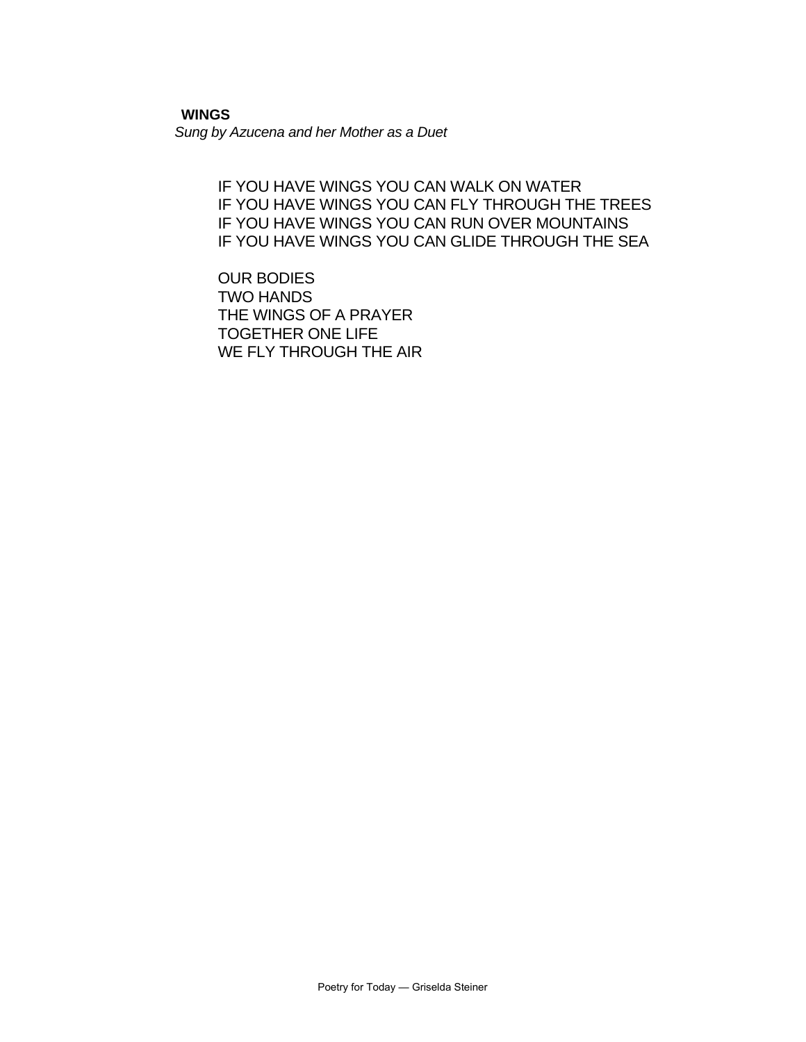**WINGS**

*Sung by Azucena and her Mother as a Duet*

IF YOU HAVE WINGS YOU CAN WALK ON WATER
IF YOU HAVE WINGS YOU CAN FLY THROUGH THE TREES
IF YOU HAVE WINGS YOU CAN RUN OVER MOUNTAINS
IF YOU HAVE WINGS YOU CAN GLIDE THROUGH THE SEA

OUR BODIES
TWO HANDS
THE WINGS OF A PRAYER
TOGETHER ONE LIFE
WE FLY THROUGH THE AIR